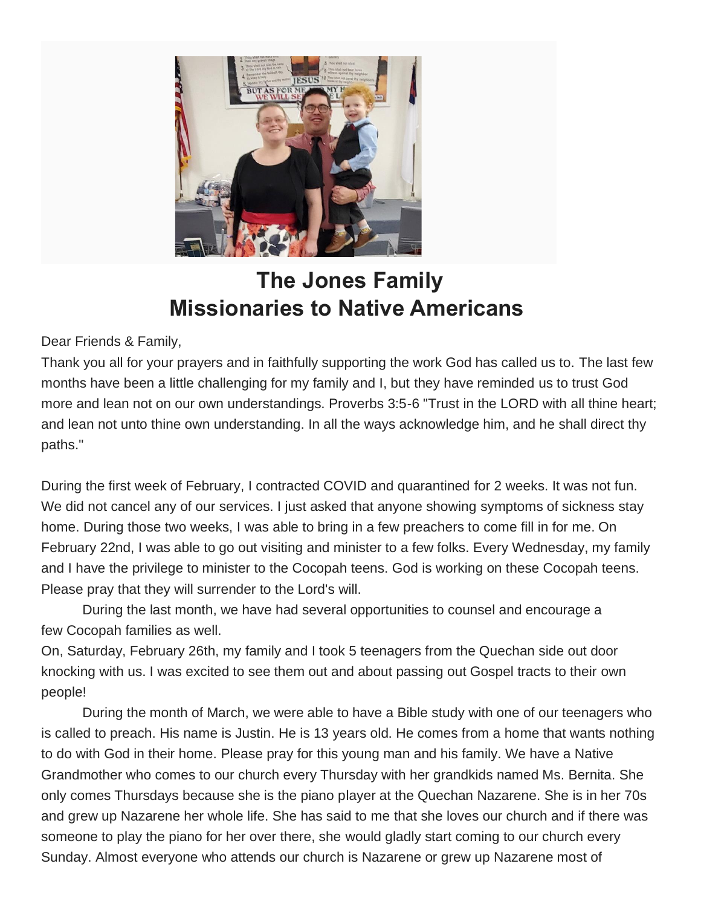# The Jones Family
# Missionaries to Native Americans

Dear Friends & Family,

Thank you all for your prayers and in faithfully supporting the work God has called us to. The last few months have been a little challenging for my family and I, but they have reminded us to trust God more and lean not on our own understandings. Proverbs 3:5-6 "Trust in the LORD with all thine heart; and lean not unto thine own understanding. In all the ways acknowledge him, and he shall direct thy paths."

During the first week of February, I contracted COVID and quarantined for 2 weeks. It was not fun. We did not cancel any of our services. I just asked that anyone showing symptoms of sickness stay home. During those two weeks, I was able to bring in a few preachers to come fill in for me. On February 22nd, I was able to go out visiting and minister to a few folks. Every Wednesday, my family and I have the privilege to minister to the Cocopah teens. God is working on these Cocopah teens. Please pray that they will surrender to the Lord's will.

During the last month, we have had several opportunities to counsel and encourage a few Cocopah families as well.

On, Saturday, February 26th, my family and I took 5 teenagers from the Quechan side out door knocking with us. I was excited to see them out and about passing out Gospel tracts to their own people!

During the month of March, we were able to have a Bible study with one of our teenagers who is called to preach. His name is Justin. He is 13 years old. He comes from a home that wants nothing to do with God in their home. Please pray for this young man and his family. We have a Native Grandmother who comes to our church every Thursday with her grandkids named Ms. Bernita. She only comes Thursdays because she is the piano player at the Quechan Nazarene. She is in her 70s and grew up Nazarene her whole life. She has said to me that she loves our church and if there was someone to play the piano for her over there, she would gladly start coming to our church every Sunday. Almost everyone who attends our church is Nazarene or grew up Nazarene most of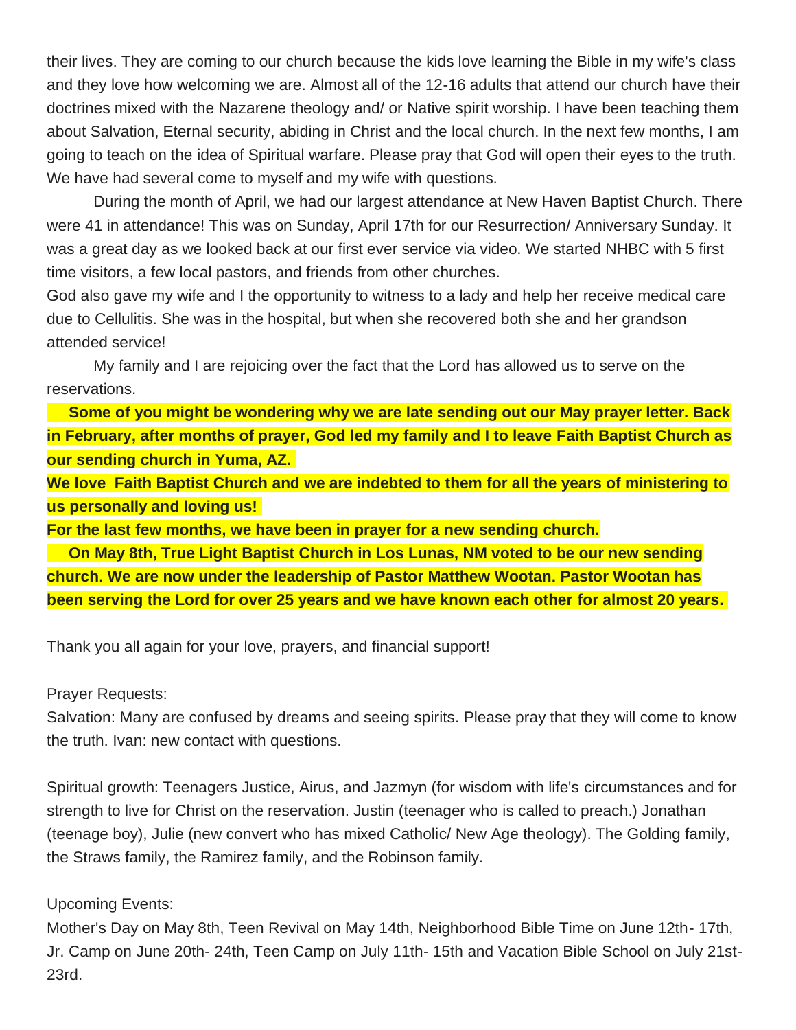their lives. They are coming to our church because the kids love learning the Bible in my wife's class and they love how welcoming we are. Almost all of the 12-16 adults that attend our church have their doctrines mixed with the Nazarene theology and/ or Native spirit worship. I have been teaching them about Salvation, Eternal security, abiding in Christ and the local church. In the next few months, I am going to teach on the idea of Spiritual warfare. Please pray that God will open their eyes to the truth. We have had several come to myself and my wife with questions.

During the month of April, we had our largest attendance at New Haven Baptist Church. There were 41 in attendance! This was on Sunday, April 17th for our Resurrection/ Anniversary Sunday. It was a great day as we looked back at our first ever service via video. We started NHBC with 5 first time visitors, a few local pastors, and friends from other churches.

God also gave my wife and I the opportunity to witness to a lady and help her receive medical care due to Cellulitis. She was in the hospital, but when she recovered both she and her grandson attended service!

My family and I are rejoicing over the fact that the Lord has allowed us to serve on the reservations.

**Some of you might be wondering why we are late sending out our May prayer letter. Back in February, after months of prayer, God led my family and I to leave Faith Baptist Church as our sending church in Yuma, AZ.**

**We love Faith Baptist Church and we are indebted to them for all the years of ministering to us personally and loving us!**

**For the last few months, we have been in prayer for a new sending church.**

**On May 8th, True Light Baptist Church in Los Lunas, NM voted to be our new sending church. We are now under the leadership of Pastor Matthew Wootan. Pastor Wootan has been serving the Lord for over 25 years and we have known each other for almost 20 years.**

Thank you all again for your love, prayers, and financial support!

Prayer Requests:

Salvation: Many are confused by dreams and seeing spirits. Please pray that they will come to know the truth. Ivan: new contact with questions.

Spiritual growth: Teenagers Justice, Airus, and Jazmyn (for wisdom with life's circumstances and for strength to live for Christ on the reservation. Justin (teenager who is called to preach.) Jonathan (teenage boy), Julie (new convert who has mixed Catholic/ New Age theology). The Golding family, the Straws family, the Ramirez family, and the Robinson family.

Upcoming Events:

Mother's Day on May 8th, Teen Revival on May 14th, Neighborhood Bible Time on June 12th- 17th, Jr. Camp on June 20th- 24th, Teen Camp on July 11th- 15th and Vacation Bible School on July 21st-23rd.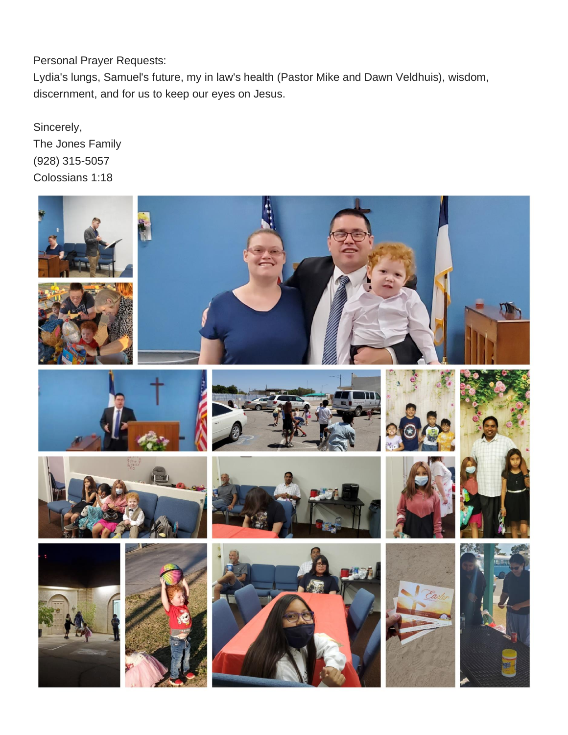Personal Prayer Requests:

Lydia's lungs, Samuel's future, my in law's health (Pastor Mike and Dawn Veldhuis), wisdom, discernment, and for us to keep our eyes on Jesus.

Sincerely,
The Jones Family
(928) 315-5057
Colossians 1:18